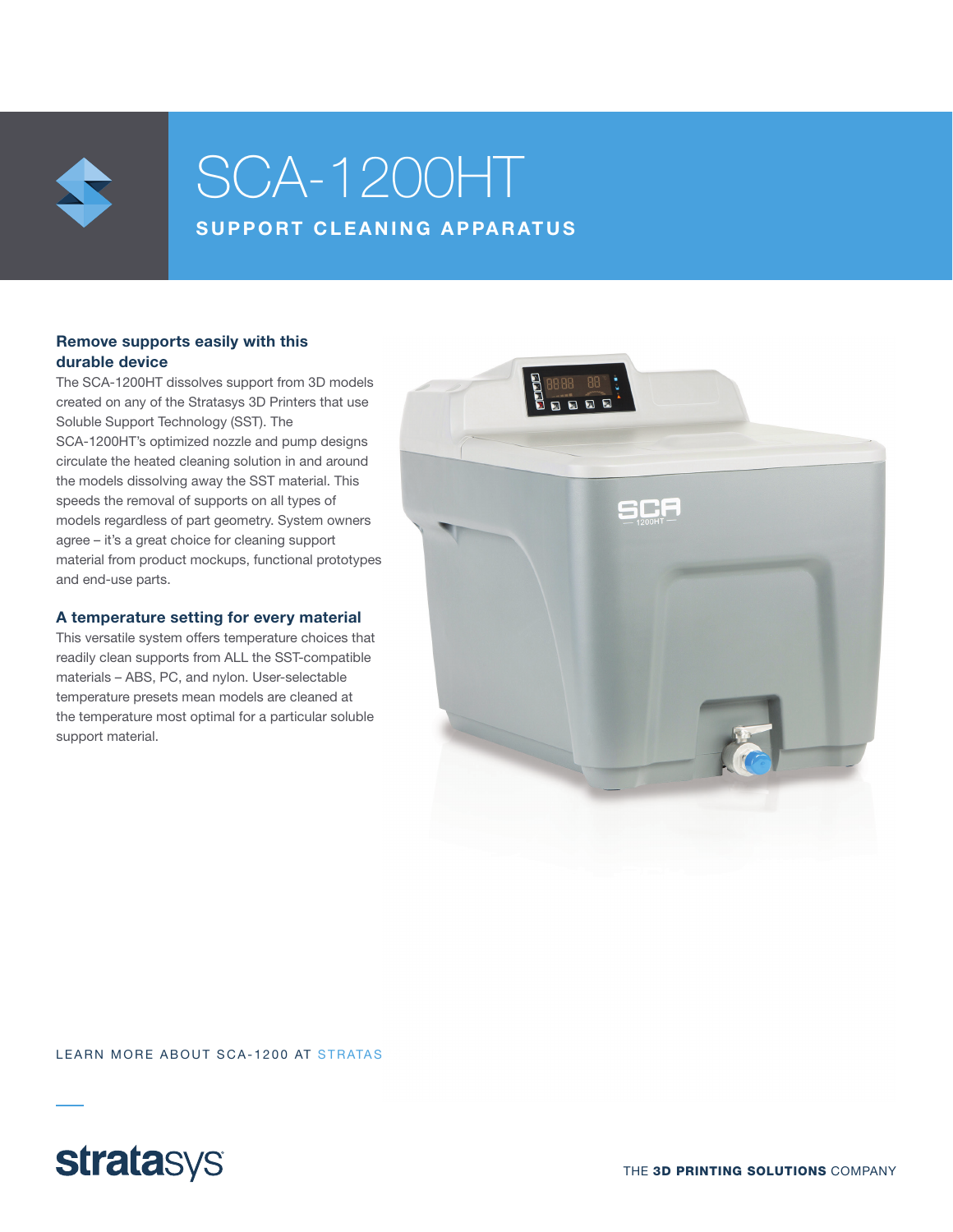# SCA-1200HT

## SUPPORT CLEANING APPARATUS

### Remove supports easily with this durable device

The SCA-1200HT dissolves support from 3D models created on any of the Stratasys 3D Printers that use Soluble Support Technology (SST). The SCA-1200HT's optimized nozzle and pump designs circulate the heated cleaning solution in and around the models dissolving away the SST material. This speeds the removal of supports on all types of models regardless of part geometry. System owners agree – it's a great choice for cleaning support material from product mockups, functional prototypes and end-use parts.

### A temperature setting for every material

This versatile system offers temperature choices that readily clean supports from ALL the SST-compatible materials – ABS, PC, and nylon. User-selectable temperature presets mean models are cleaned at the temperature most optimal for a particular soluble support material.

LEARN MORE ABOUT SCA-1200 AT STRATAS

stratasys

THE **3D PRINTING SOLUTIONS** COMPANY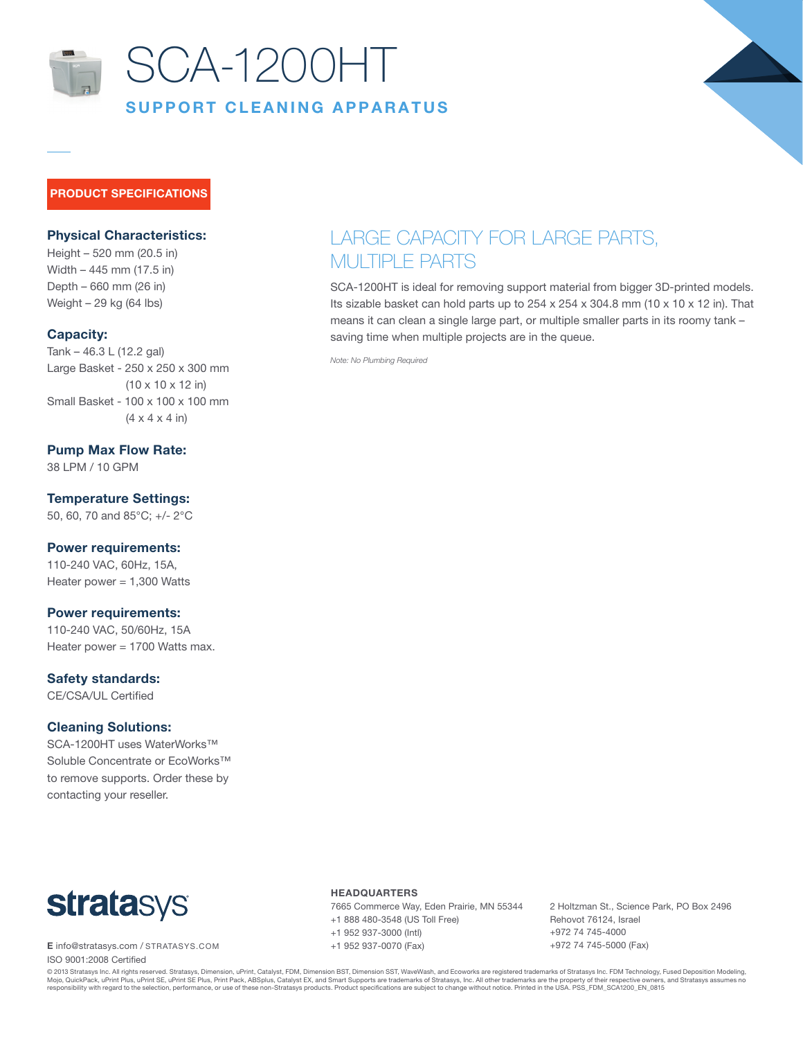# SCA-1200HT

## SUPPORT CLEANING APPARATUS

**PRODUCT SPECIFICATIONS**

### Physical Characteristics:

Height – 520 mm (20.5 in)
Width – 445 mm (17.5 in)
Depth – 660 mm (26 in)
Weight – 29 kg (64 lbs)

### Capacity:

Tank – 46.3 L (12.2 gal)
Large Basket - 250 x 250 x 300 mm (10 x 10 x 12 in)
Small Basket - 100 x 100 x 100 mm (4 x 4 x 4 in)

### Pump Max Flow Rate:

38 LPM / 10 GPM

### Temperature Settings:

50, 60, 70 and 85°C; +/- 2°C

### Power requirements:

110-240 VAC, 60Hz, 15A,
Heater power = 1,300 Watts

### Power requirements:

110-240 VAC, 50/60Hz, 15A
Heater power = 1700 Watts max.

### Safety standards:

CE/CSA/UL Certified

### Cleaning Solutions:

SCA-1200HT uses WaterWorks™ Soluble Concentrate or EcoWorks™ to remove supports. Order these by contacting your reseller.

## LARGE CAPACITY FOR LARGE PARTS, MULTIPLE PARTS

SCA-1200HT is ideal for removing support material from bigger 3D-printed models. Its sizable basket can hold parts up to 254 x 254 x 304.8 mm (10 x 10 x 12 in). That means it can clean a single large part, or multiple smaller parts in its roomy tank – saving time when multiple projects are in the queue.

*Note: No Plumbing Required*

stratasys

**E** info@stratasys.com / STRATASYS.COM
ISO 9001:2008 Certified

**HEADQUARTERS**

7665 Commerce Way, Eden Prairie, MN 55344
+1 888 480-3548 (US Toll Free)
+1 952 937-3000 (Intl)
+1 952 937-0070 (Fax)

2 Holtzman St., Science Park, PO Box 2496
Rehovot 76124, Israel
+972 74 745-4000
+972 74 745-5000 (Fax)

© 2013 Stratasys Inc. All rights reserved. Stratasys, Dimension, uPrint, Catalyst, FDM, Dimension BST, Dimension SST, WaveWash, and Ecoworks are registered trademarks of Stratasys Inc. FDM Technology, Fused Deposition Modeling, Mojo, QuickPack, uPrint Plus, uPrint SE, uPrint SE Plus, Print Pack, ABSplus, Catalyst EX, and Smart Supports are trademarks of Stratasys, Inc. All other trademarks are the property of their respective owners, and Stratasys assumes no responsibility with regard to the selection, performance, or use of these non-Stratasys products. Product specifications are subject to change without notice. Printed in the USA. PSS_FDM_SCA1200_EN_0815